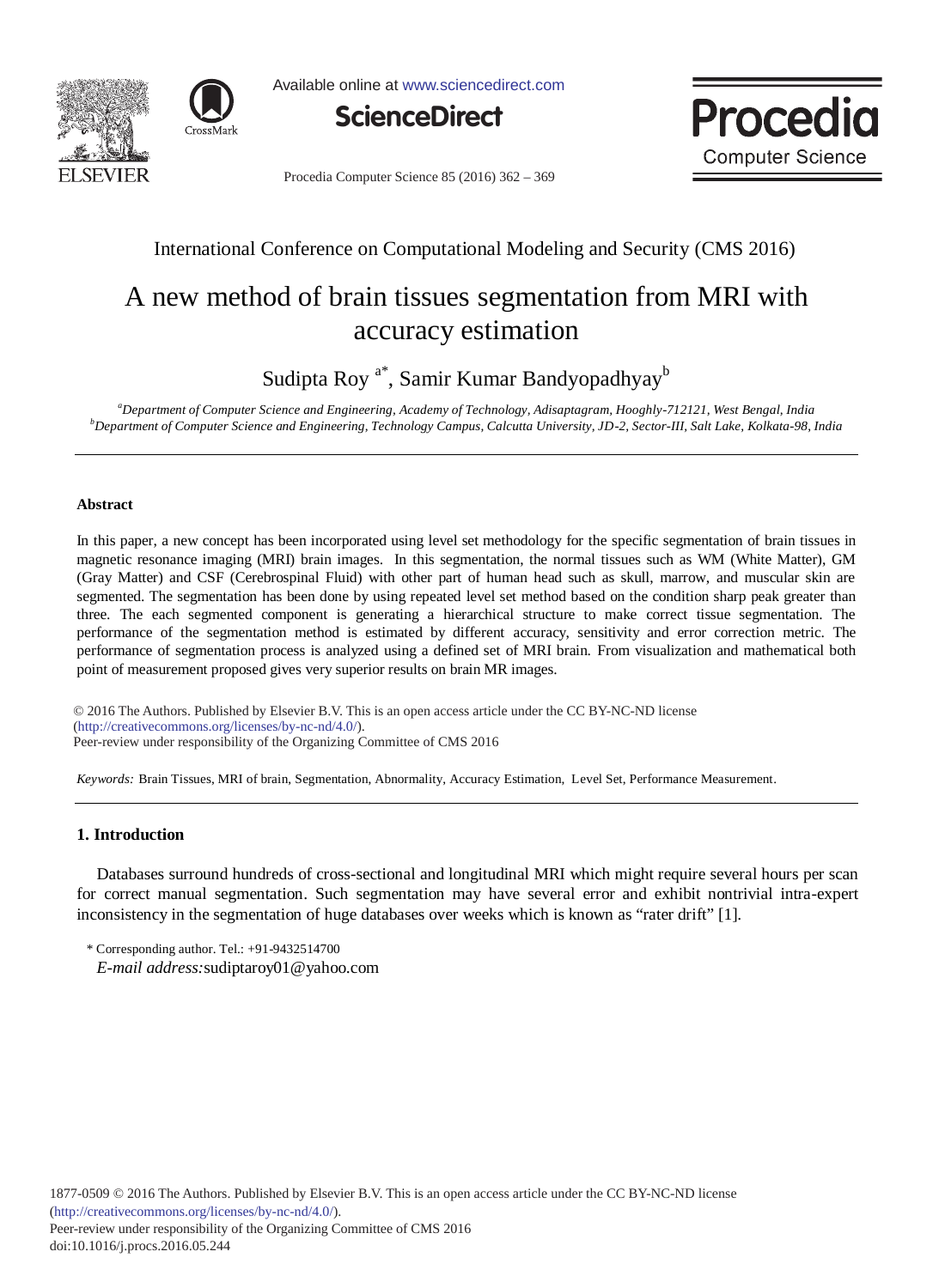International Conference on Computational Modeling and Security (CMS 2016)

# A new method of brain tissues segmentation from MRI with accuracy estimation

Sudipta Roy [a*], Samir Kumar Bandyopadhyay[b]

[a]Department of Computer Science and Engineering, Academy of Technology, Adisaptagram, Hooghly-712121, West Bengal, India
[b]Department of Computer Science and Engineering, Technology Campus, Calcutta University, JD-2, Sector-III, Salt Lake, Kolkata-98, India

---

### Abstract

In this paper, a new concept has been incorporated using level set methodology for the specific segmentation of brain tissues in magnetic resonance imaging (MRI) brain images. In this segmentation, the normal tissues such as WM (White Matter), GM (Gray Matter) and CSF (Cerebrospinal Fluid) with other part of human head such as skull, marrow, and muscular skin are segmented. The segmentation has been done by using repeated level set method based on the condition sharp peak greater than three. The each segmented component is generating a hierarchical structure to make correct tissue segmentation. The performance of the segmentation method is estimated by different accuracy, sensitivity and error correction metric. The performance of segmentation process is analyzed using a defined set of MRI brain. From visualization and mathematical both point of measurement proposed gives very superior results on brain MR images.

© 2016 The Authors. Published by Elsevier B.V. This is an open access article under the CC BY-NC-ND license (http://creativecommons.org/licenses/by-nc-nd/4.0/).
Peer-review under responsibility of the Organizing Committee of CMS 2016

*Keywords:* Brain Tissues, MRI of brain, Segmentation, Abnormality, Accuracy Estimation, Level Set, Performance Measurement.

---

## 1. Introduction

Databases surround hundreds of cross-sectional and longitudinal MRI which might require several hours per scan for correct manual segmentation. Such segmentation may have several error and exhibit nontrivial intra-expert inconsistency in the segmentation of huge databases over weeks which is known as "rater drift" [1].

\* Corresponding author. Tel.: +91-9432514700
*E-mail address:* sudiptaroy01@yahoo.com

1877-0509 © 2016 The Authors. Published by Elsevier B.V. This is an open access article under the CC BY-NC-ND license (http://creativecommons.org/licenses/by-nc-nd/4.0/).
Peer-review under responsibility of the Organizing Committee of CMS 2016
doi:10.1016/j.procs.2016.05.244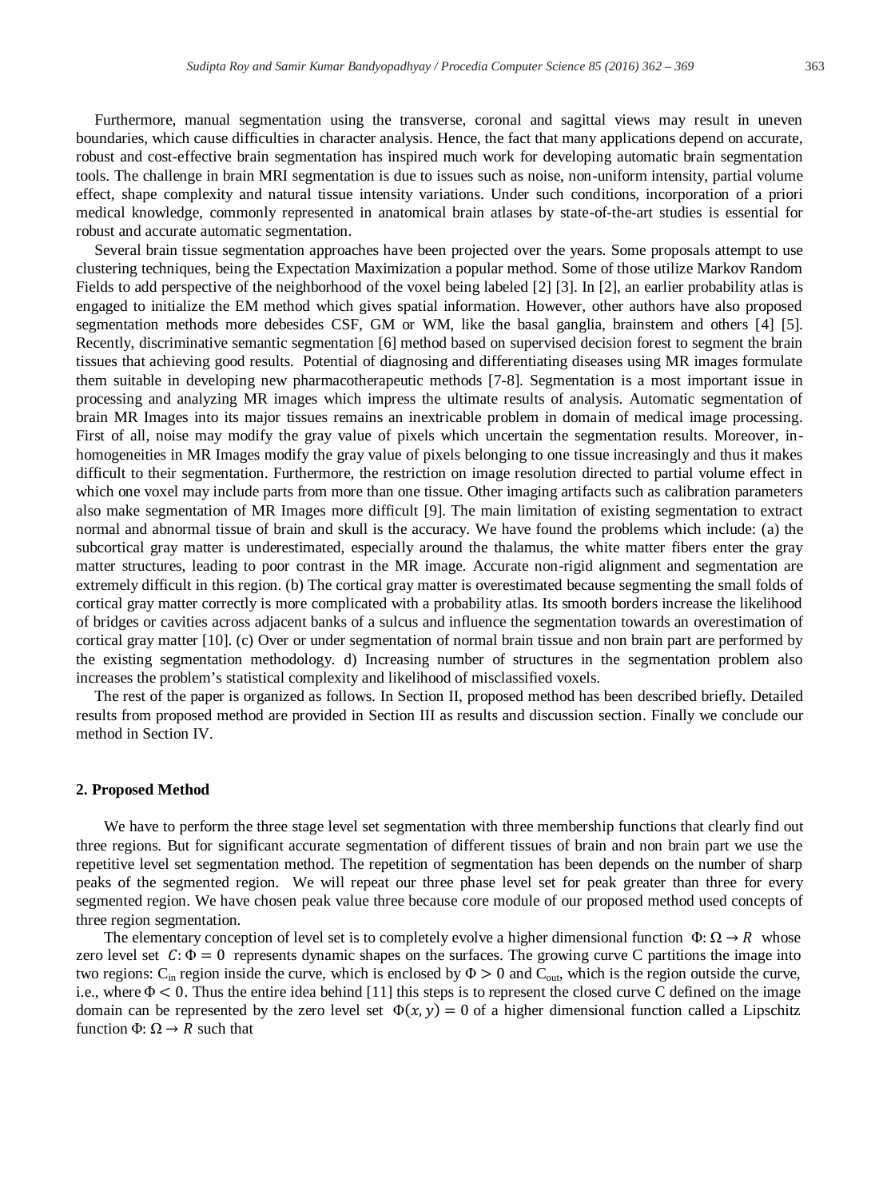Furthermore, manual segmentation using the transverse, coronal and sagittal views may result in uneven boundaries, which cause difficulties in character analysis. Hence, the fact that many applications depend on accurate, robust and cost-effective brain segmentation has inspired much work for developing automatic brain segmentation tools. The challenge in brain MRI segmentation is due to issues such as noise, non-uniform intensity, partial volume effect, shape complexity and natural tissue intensity variations. Under such conditions, incorporation of a priori medical knowledge, commonly represented in anatomical brain atlases by state-of-the-art studies is essential for robust and accurate automatic segmentation.

Several brain tissue segmentation approaches have been projected over the years. Some proposals attempt to use clustering techniques, being the Expectation Maximization a popular method. Some of those utilize Markov Random Fields to add perspective of the neighborhood of the voxel being labeled [2] [3]. In [2], an earlier probability atlas is engaged to initialize the EM method which gives spatial information. However, other authors have also proposed segmentation methods more debesides CSF, GM or WM, like the basal ganglia, brainstem and others [4] [5]. Recently, discriminative semantic segmentation [6] method based on supervised decision forest to segment the brain tissues that achieving good results. Potential of diagnosing and differentiating diseases using MR images formulate them suitable in developing new pharmacotherapeutic methods [7-8]. Segmentation is a most important issue in processing and analyzing MR images which impress the ultimate results of analysis. Automatic segmentation of brain MR Images into its major tissues remains an inextricable problem in domain of medical image processing. First of all, noise may modify the gray value of pixels which uncertain the segmentation results. Moreover, in-homogeneities in MR Images modify the gray value of pixels belonging to one tissue increasingly and thus it makes difficult to their segmentation. Furthermore, the restriction on image resolution directed to partial volume effect in which one voxel may include parts from more than one tissue. Other imaging artifacts such as calibration parameters also make segmentation of MR Images more difficult [9]. The main limitation of existing segmentation to extract normal and abnormal tissue of brain and skull is the accuracy. We have found the problems which include: (a) the subcortical gray matter is underestimated, especially around the thalamus, the white matter fibers enter the gray matter structures, leading to poor contrast in the MR image. Accurate non-rigid alignment and segmentation are extremely difficult in this region. (b) The cortical gray matter is overestimated because segmenting the small folds of cortical gray matter correctly is more complicated with a probability atlas. Its smooth borders increase the likelihood of bridges or cavities across adjacent banks of a sulcus and influence the segmentation towards an overestimation of cortical gray matter [10]. (c) Over or under segmentation of normal brain tissue and non brain part are performed by the existing segmentation methodology. d) Increasing number of structures in the segmentation problem also increases the problem's statistical complexity and likelihood of misclassified voxels.

The rest of the paper is organized as follows. In Section II, proposed method has been described briefly. Detailed results from proposed method are provided in Section III as results and discussion section. Finally we conclude our method in Section IV.

## 2. Proposed Method

We have to perform the three stage level set segmentation with three membership functions that clearly find out three regions. But for significant accurate segmentation of different tissues of brain and non brain part we use the repetitive level set segmentation method. The repetition of segmentation has been depends on the number of sharp peaks of the segmented region. We will repeat our three phase level set for peak greater than three for every segmented region. We have chosen peak value three because core module of our proposed method used concepts of three region segmentation.

The elementary conception of level set is to completely evolve a higher dimensional function $\Phi: \Omega \rightarrow R$ whose zero level set $C: \Phi = 0$ represents dynamic shapes on the surfaces. The growing curve C partitions the image into two regions: $C_{in}$ region inside the curve, which is enclosed by $\Phi > 0$ and $C_{out}$, which is the region outside the curve, i.e., where $\Phi < 0$. Thus the entire idea behind [11] this steps is to represent the closed curve C defined on the image domain can be represented by the zero level set $\Phi(x, y) = 0$ of a higher dimensional function called a Lipschitz function $\Phi: \Omega \rightarrow R$ such that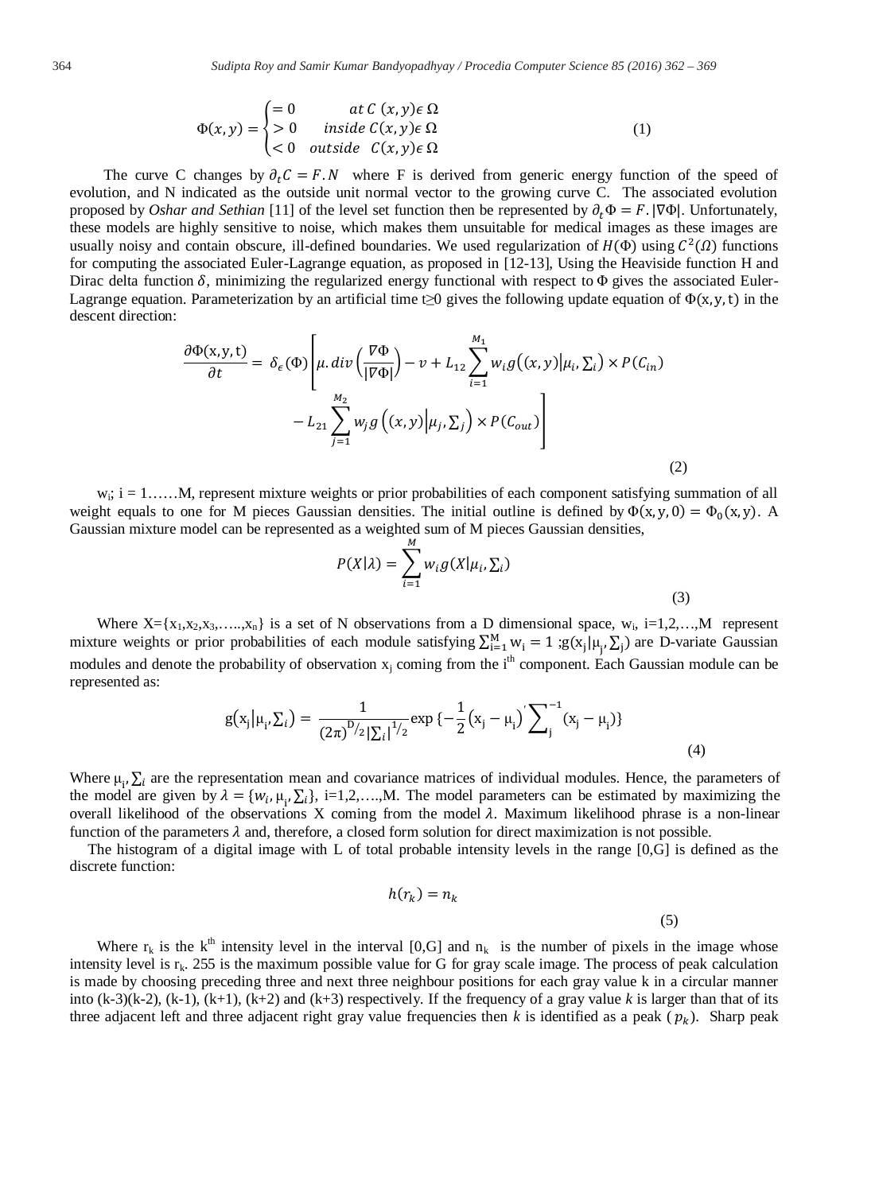$$\Phi(x,y) = \begin{cases} = 0 & at\ C\ (x,y) \epsilon\ \Omega \\ > 0 & inside\ C(x,y) \epsilon\ \Omega \\ < 0 & outside\ \ C(x,y) \epsilon\ \Omega \end{cases} \tag{1}$$

The curve C changes by $\partial_t C = F.N$ where F is derived from generic energy function of the speed of evolution, and N indicated as the outside unit normal vector to the growing curve C. The associated evolution proposed by *Oshar and Sethian* [11] of the level set function then be represented by $\partial_t \Phi = F.|\nabla\Phi|$. Unfortunately, these models are highly sensitive to noise, which makes them unsuitable for medical images as these images are usually noisy and contain obscure, ill-defined boundaries. We used regularization of $H(\Phi)$ using $C^2(\Omega)$ functions for computing the associated Euler-Lagrange equation, as proposed in [12-13], Using the Heaviside function H and Dirac delta function $\delta$, minimizing the regularized energy functional with respect to $\Phi$ gives the associated Euler-Lagrange equation. Parameterization by an artificial time t≥0 gives the following update equation of $\Phi(x,y,t)$ in the descent direction:

$$\frac{\partial\Phi(x,y,t)}{\partial t} = \delta_\epsilon(\Phi)\left[\mu.div\left(\frac{\nabla\Phi}{|\nabla\Phi|}\right) - v + L_{12}\sum_{i=1}^{M_1} w_i g\big((x,y)\big|\mu_i,\Sigma_i\big) \times P(C_{in}) - L_{21}\sum_{j=1}^{M_2} w_j g\left((x,y)\middle|\mu_j,\Sigma_j\right) \times P(C_{out})\right] \tag{2}$$

$w_i$; i = 1……M, represent mixture weights or prior probabilities of each component satisfying summation of all weight equals to one for M pieces Gaussian densities. The initial outline is defined by $\Phi(x,y,0) = \Phi_0(x,y)$. A Gaussian mixture model can be represented as a weighted sum of M pieces Gaussian densities,

$$P(X|\lambda) = \sum_{i=1}^{M} w_i g(X|\mu_i,\Sigma_i) \tag{3}$$

Where $X=\{x_1,x_2,x_3,\ldots,x_n\}$ is a set of N observations from a D dimensional space, $w_i$, i=1,2,…,M represent mixture weights or prior probabilities of each module satisfying $\sum_{i=1}^{M} w_i = 1$ ;$g(x_j|\mu_j,\Sigma_j)$ are D-variate Gaussian modules and denote the probability of observation $x_j$ coming from the $i^{th}$ component. Each Gaussian module can be represented as:

$$g(x_j|\mu_i,\Sigma_i) = \frac{1}{(2\pi)^{D/2}|\Sigma_i|^{1/2}}\exp\{-\frac{1}{2}(x_j-\mu_i)'\sum_j^{-1}(x_j-\mu_i)\} \tag{4}$$

Where $\mu_i, \Sigma_i$ are the representation mean and covariance matrices of individual modules. Hence, the parameters of the model are given by $\lambda = \{w_i, \mu_i, \Sigma_i\}$, i=1,2,….,M. The model parameters can be estimated by maximizing the overall likelihood of the observations X coming from the model $\lambda$. Maximum likelihood phrase is a non-linear function of the parameters $\lambda$ and, therefore, a closed form solution for direct maximization is not possible.

The histogram of a digital image with L of total probable intensity levels in the range [0,G] is defined as the discrete function:

$$h(r_k) = n_k \tag{5}$$

Where $r_k$ is the $k^{th}$ intensity level in the interval [0,G] and $n_k$ is the number of pixels in the image whose intensity level is $r_k$. 255 is the maximum possible value for G for gray scale image. The process of peak calculation is made by choosing preceding three and next three neighbour positions for each gray value k in a circular manner into (k-3)(k-2), (k-1), (k+1), (k+2) and (k+3) respectively. If the frequency of a gray value *k* is larger than that of its three adjacent left and three adjacent right gray value frequencies then *k* is identified as a peak ($p_k$). Sharp peak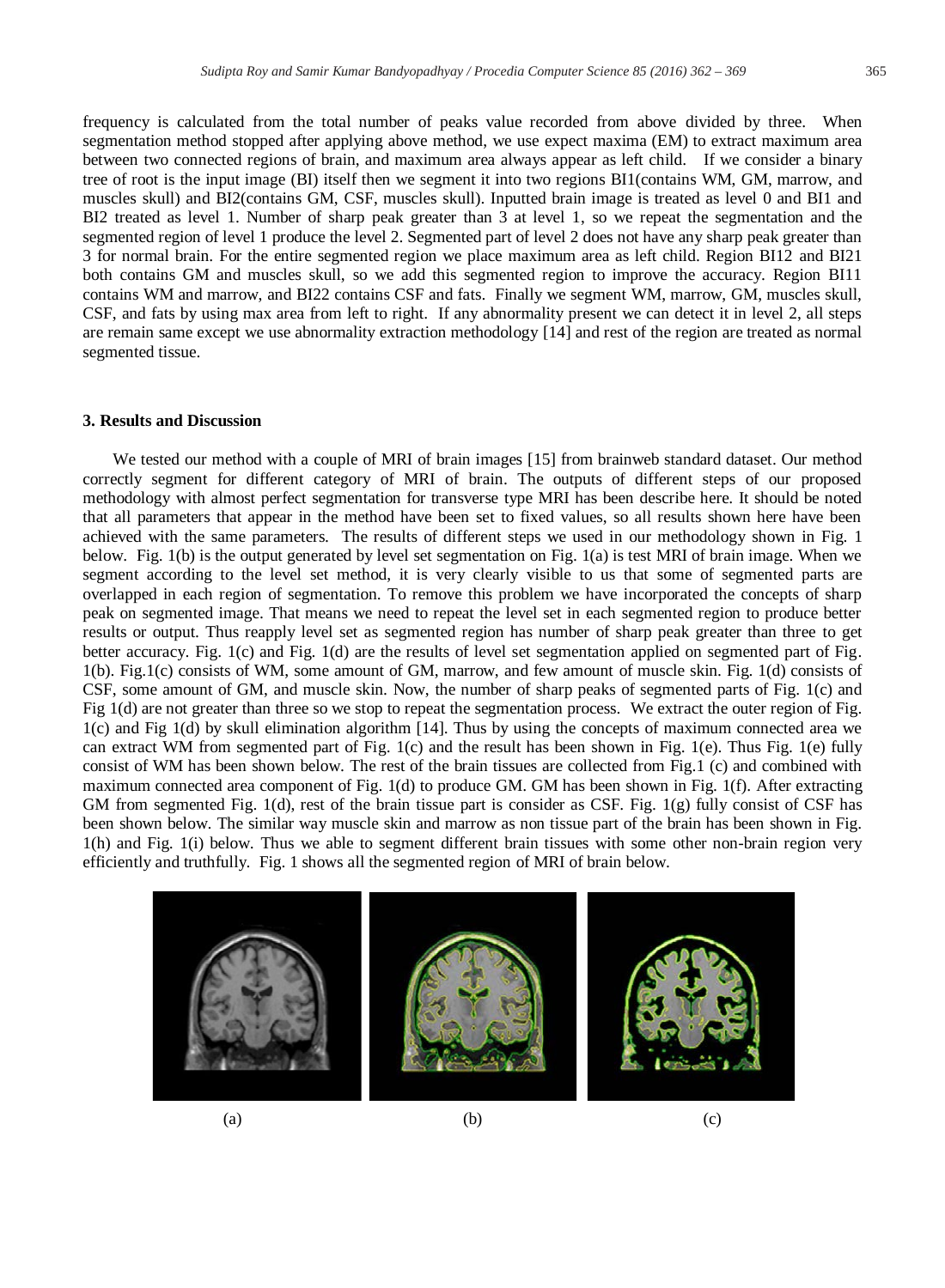frequency is calculated from the total number of peaks value recorded from above divided by three. When segmentation method stopped after applying above method, we use expect maxima (EM) to extract maximum area between two connected regions of brain, and maximum area always appear as left child. If we consider a binary tree of root is the input image (BI) itself then we segment it into two regions BI1(contains WM, GM, marrow, and muscles skull) and BI2(contains GM, CSF, muscles skull). Inputted brain image is treated as level 0 and BI1 and BI2 treated as level 1. Number of sharp peak greater than 3 at level 1, so we repeat the segmentation and the segmented region of level 1 produce the level 2. Segmented part of level 2 does not have any sharp peak greater than 3 for normal brain. For the entire segmented region we place maximum area as left child. Region BI12 and BI21 both contains GM and muscles skull, so we add this segmented region to improve the accuracy. Region BI11 contains WM and marrow, and BI22 contains CSF and fats. Finally we segment WM, marrow, GM, muscles skull, CSF, and fats by using max area from left to right. If any abnormality present we can detect it in level 2, all steps are remain same except we use abnormality extraction methodology [14] and rest of the region are treated as normal segmented tissue.

### 3. Results and Discussion

We tested our method with a couple of MRI of brain images [15] from brainweb standard dataset. Our method correctly segment for different category of MRI of brain. The outputs of different steps of our proposed methodology with almost perfect segmentation for transverse type MRI has been describe here. It should be noted that all parameters that appear in the method have been set to fixed values, so all results shown here have been achieved with the same parameters. The results of different steps we used in our methodology shown in Fig. 1 below. Fig. 1(b) is the output generated by level set segmentation on Fig. 1(a) is test MRI of brain image. When we segment according to the level set method, it is very clearly visible to us that some of segmented parts are overlapped in each region of segmentation. To remove this problem we have incorporated the concepts of sharp peak on segmented image. That means we need to repeat the level set in each segmented region to produce better results or output. Thus reapply level set as segmented region has number of sharp peak greater than three to get better accuracy. Fig. 1(c) and Fig. 1(d) are the results of level set segmentation applied on segmented part of Fig. 1(b). Fig.1(c) consists of WM, some amount of GM, marrow, and few amount of muscle skin. Fig. 1(d) consists of CSF, some amount of GM, and muscle skin. Now, the number of sharp peaks of segmented parts of Fig. 1(c) and Fig 1(d) are not greater than three so we stop to repeat the segmentation process. We extract the outer region of Fig. 1(c) and Fig 1(d) by skull elimination algorithm [14]. Thus by using the concepts of maximum connected area we can extract WM from segmented part of Fig. 1(c) and the result has been shown in Fig. 1(e). Thus Fig. 1(e) fully consist of WM has been shown below. The rest of the brain tissues are collected from Fig.1 (c) and combined with maximum connected area component of Fig. 1(d) to produce GM. GM has been shown in Fig. 1(f). After extracting GM from segmented Fig. 1(d), rest of the brain tissue part is consider as CSF. Fig. 1(g) fully consist of CSF has been shown below. The similar way muscle skin and marrow as non tissue part of the brain has been shown in Fig. 1(h) and Fig. 1(i) below. Thus we able to segment different brain tissues with some other non-brain region very efficiently and truthfully. Fig. 1 shows all the segmented region of MRI of brain below.

(a) (b) (c)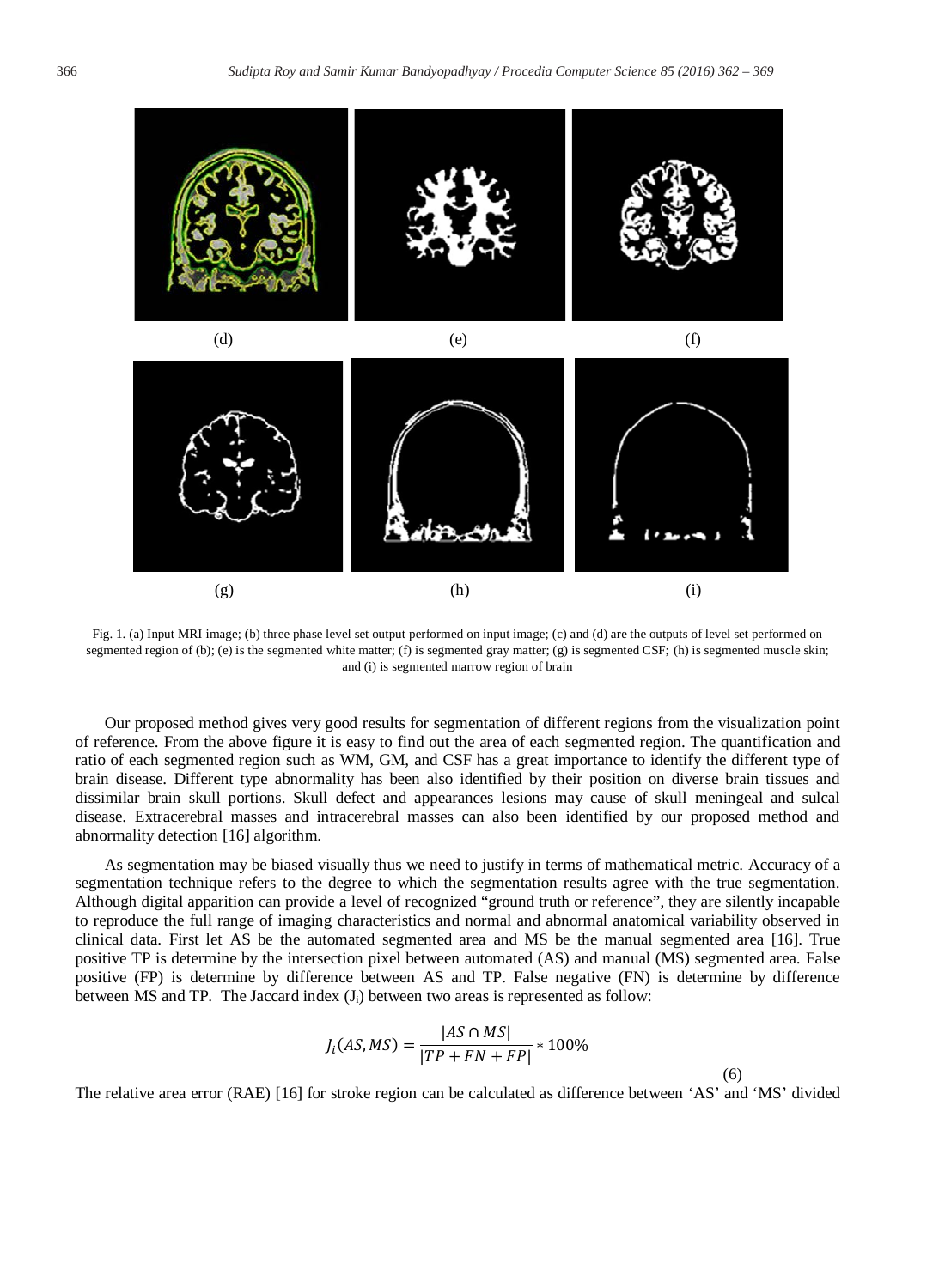(d) (e) (f)

(g) (h) (i)

Fig. 1. (a) Input MRI image; (b) three phase level set output performed on input image; (c) and (d) are the outputs of level set performed on segmented region of (b); (e) is the segmented white matter; (f) is segmented gray matter; (g) is segmented CSF; (h) is segmented muscle skin; and (i) is segmented marrow region of brain

Our proposed method gives very good results for segmentation of different regions from the visualization point of reference. From the above figure it is easy to find out the area of each segmented region. The quantification and ratio of each segmented region such as WM, GM, and CSF has a great importance to identify the different type of brain disease. Different type abnormality has been also identified by their position on diverse brain tissues and dissimilar brain skull portions. Skull defect and appearances lesions may cause of skull meningeal and sulcal disease. Extracerebral masses and intracerebral masses can also been identified by our proposed method and abnormality detection [16] algorithm.

As segmentation may be biased visually thus we need to justify in terms of mathematical metric. Accuracy of a segmentation technique refers to the degree to which the segmentation results agree with the true segmentation. Although digital apparition can provide a level of recognized "ground truth or reference", they are silently incapable to reproduce the full range of imaging characteristics and normal and abnormal anatomical variability observed in clinical data. First let AS be the automated segmented area and MS be the manual segmented area [16]. True positive TP is determine by the intersection pixel between automated (AS) and manual (MS) segmented area. False positive (FP) is determine by difference between AS and TP. False negative (FN) is determine by difference between MS and TP. The Jaccard index ($J_i$) between two areas is represented as follow:

$$J_i(AS, MS) = \frac{|AS \cap MS|}{|TP + FN + FP|} * 100\% \tag{6}$$

The relative area error (RAE) [16] for stroke region can be calculated as difference between 'AS' and 'MS' divided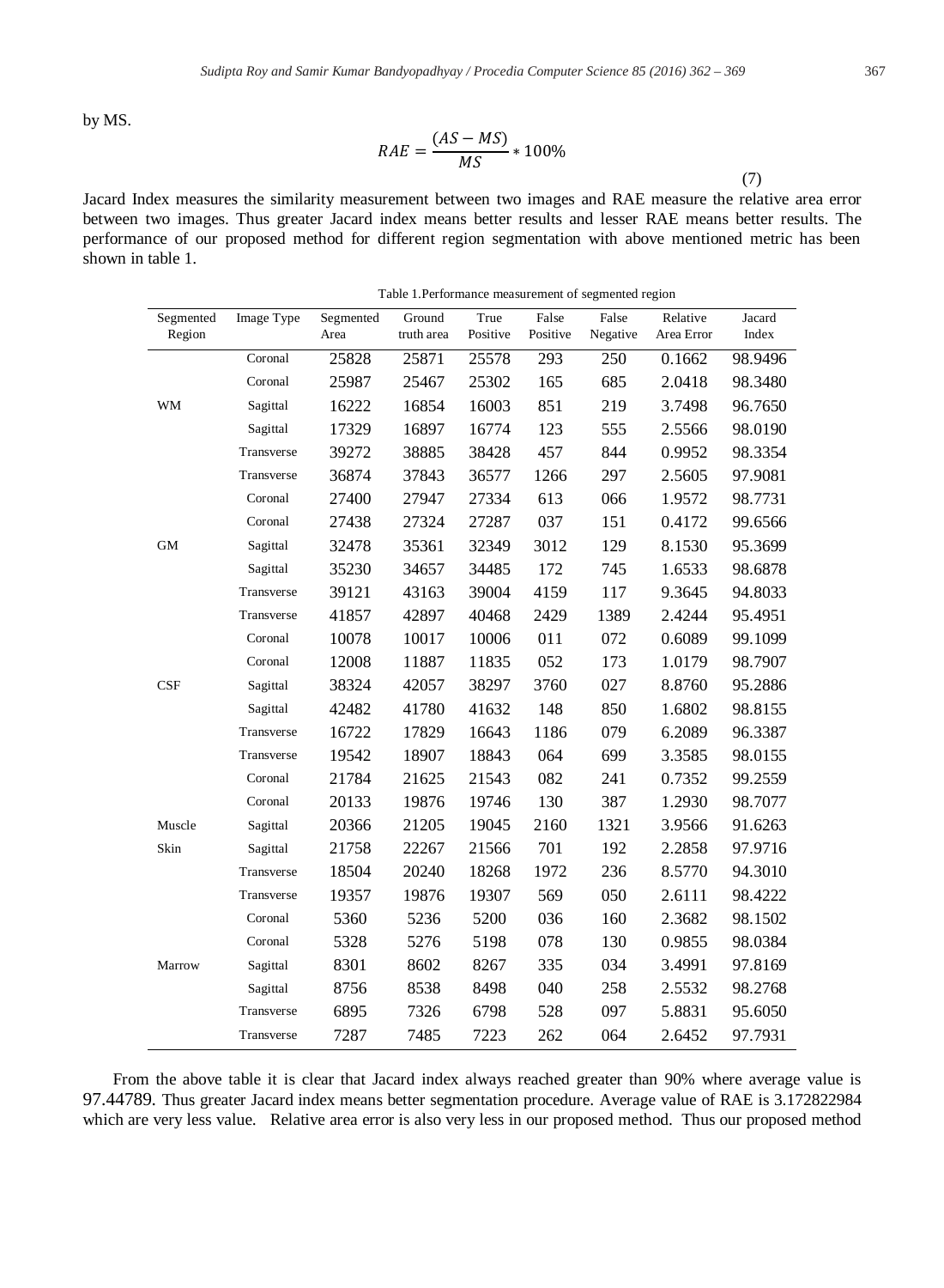by MS.

$$RAE = \frac{(AS - MS)}{MS} * 100\% \tag{7}$$

Jacard Index measures the similarity measurement between two images and RAE measure the relative area error between two images. Thus greater Jacard index means better results and lesser RAE means better results. The performance of our proposed method for different region segmentation with above mentioned metric has been shown in table 1.

Table 1.Performance measurement of segmented region

| Segmented Region | Image Type | Segmented Area | Ground truth area | True Positive | False Positive | False Negative | Relative Area Error | Jacard Index |
|---|---|---|---|---|---|---|---|---|
| | Coronal | 25828 | 25871 | 25578 | 293 | 250 | 0.1662 | 98.9496 |
| | Coronal | 25987 | 25467 | 25302 | 165 | 685 | 2.0418 | 98.3480 |
| WM | Sagittal | 16222 | 16854 | 16003 | 851 | 219 | 3.7498 | 96.7650 |
| | Sagittal | 17329 | 16897 | 16774 | 123 | 555 | 2.5566 | 98.0190 |
| | Transverse | 39272 | 38885 | 38428 | 457 | 844 | 0.9952 | 98.3354 |
| | Transverse | 36874 | 37843 | 36577 | 1266 | 297 | 2.5605 | 97.9081 |
| | Coronal | 27400 | 27947 | 27334 | 613 | 066 | 1.9572 | 98.7731 |
| | Coronal | 27438 | 27324 | 27287 | 037 | 151 | 0.4172 | 99.6566 |
| GM | Sagittal | 32478 | 35361 | 32349 | 3012 | 129 | 8.1530 | 95.3699 |
| | Sagittal | 35230 | 34657 | 34485 | 172 | 745 | 1.6533 | 98.6878 |
| | Transverse | 39121 | 43163 | 39004 | 4159 | 117 | 9.3645 | 94.8033 |
| | Transverse | 41857 | 42897 | 40468 | 2429 | 1389 | 2.4244 | 95.4951 |
| | Coronal | 10078 | 10017 | 10006 | 011 | 072 | 0.6089 | 99.1099 |
| | Coronal | 12008 | 11887 | 11835 | 052 | 173 | 1.0179 | 98.7907 |
| CSF | Sagittal | 38324 | 42057 | 38297 | 3760 | 027 | 8.8760 | 95.2886 |
| | Sagittal | 42482 | 41780 | 41632 | 148 | 850 | 1.6802 | 98.8155 |
| | Transverse | 16722 | 17829 | 16643 | 1186 | 079 | 6.2089 | 96.3387 |
| | Transverse | 19542 | 18907 | 18843 | 064 | 699 | 3.3585 | 98.0155 |
| | Coronal | 21784 | 21625 | 21543 | 082 | 241 | 0.7352 | 99.2559 |
| | Coronal | 20133 | 19876 | 19746 | 130 | 387 | 1.2930 | 98.7077 |
| Muscle | Sagittal | 20366 | 21205 | 19045 | 2160 | 1321 | 3.9566 | 91.6263 |
| Skin | Sagittal | 21758 | 22267 | 21566 | 701 | 192 | 2.2858 | 97.9716 |
| | Transverse | 18504 | 20240 | 18268 | 1972 | 236 | 8.5770 | 94.3010 |
| | Transverse | 19357 | 19876 | 19307 | 569 | 050 | 2.6111 | 98.4222 |
| | Coronal | 5360 | 5236 | 5200 | 036 | 160 | 2.3682 | 98.1502 |
| | Coronal | 5328 | 5276 | 5198 | 078 | 130 | 0.9855 | 98.0384 |
| Marrow | Sagittal | 8301 | 8602 | 8267 | 335 | 034 | 3.4991 | 97.8169 |
| | Sagittal | 8756 | 8538 | 8498 | 040 | 258 | 2.5532 | 98.2768 |
| | Transverse | 6895 | 7326 | 6798 | 528 | 097 | 5.8831 | 95.6050 |
| | Transverse | 7287 | 7485 | 7223 | 262 | 064 | 2.6452 | 97.7931 |

From the above table it is clear that Jacard index always reached greater than 90% where average value is 97.44789. Thus greater Jacard index means better segmentation procedure. Average value of RAE is 3.172822984 which are very less value. Relative area error is also very less in our proposed method. Thus our proposed method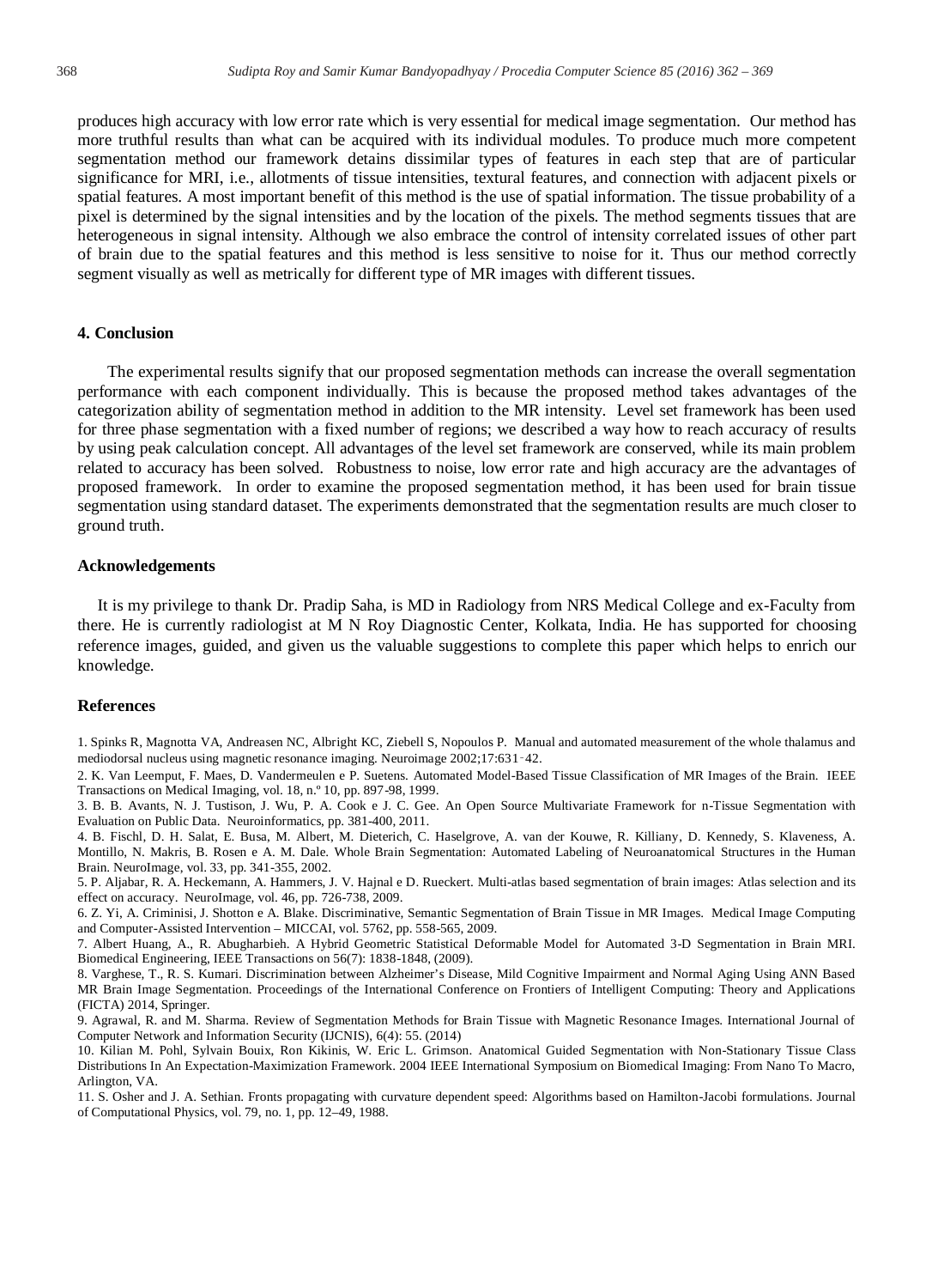produces high accuracy with low error rate which is very essential for medical image segmentation. Our method has more truthful results than what can be acquired with its individual modules. To produce much more competent segmentation method our framework detains dissimilar types of features in each step that are of particular significance for MRI, i.e., allotments of tissue intensities, textural features, and connection with adjacent pixels or spatial features. A most important benefit of this method is the use of spatial information. The tissue probability of a pixel is determined by the signal intensities and by the location of the pixels. The method segments tissues that are heterogeneous in signal intensity. Although we also embrace the control of intensity correlated issues of other part of brain due to the spatial features and this method is less sensitive to noise for it. Thus our method correctly segment visually as well as metrically for different type of MR images with different tissues.

## 4. Conclusion

The experimental results signify that our proposed segmentation methods can increase the overall segmentation performance with each component individually. This is because the proposed method takes advantages of the categorization ability of segmentation method in addition to the MR intensity. Level set framework has been used for three phase segmentation with a fixed number of regions; we described a way how to reach accuracy of results by using peak calculation concept. All advantages of the level set framework are conserved, while its main problem related to accuracy has been solved. Robustness to noise, low error rate and high accuracy are the advantages of proposed framework. In order to examine the proposed segmentation method, it has been used for brain tissue segmentation using standard dataset. The experiments demonstrated that the segmentation results are much closer to ground truth.

## Acknowledgements

It is my privilege to thank Dr. Pradip Saha, is MD in Radiology from NRS Medical College and ex-Faculty from there. He is currently radiologist at M N Roy Diagnostic Center, Kolkata, India. He has supported for choosing reference images, guided, and given us the valuable suggestions to complete this paper which helps to enrich our knowledge.

## References

1. Spinks R, Magnotta VA, Andreasen NC, Albright KC, Ziebell S, Nopoulos P. Manual and automated measurement of the whole thalamus and mediodorsal nucleus using magnetic resonance imaging. Neuroimage 2002;17:631–42.
2. K. Van Leemput, F. Maes, D. Vandermeulen e P. Suetens. Automated Model-Based Tissue Classification of MR Images of the Brain. IEEE Transactions on Medical Imaging, vol. 18, n.º 10, pp. 897-98, 1999.
3. B. B. Avants, N. J. Tustison, J. Wu, P. A. Cook e J. C. Gee. An Open Source Multivariate Framework for n-Tissue Segmentation with Evaluation on Public Data. Neuroinformatics, pp. 381-400, 2011.
4. B. Fischl, D. H. Salat, E. Busa, M. Albert, M. Dieterich, C. Haselgrove, A. van der Kouwe, R. Killiany, D. Kennedy, S. Klaveness, A. Montillo, N. Makris, B. Rosen e A. M. Dale. Whole Brain Segmentation: Automated Labeling of Neuroanatomical Structures in the Human Brain. NeuroImage, vol. 33, pp. 341-355, 2002.
5. P. Aljabar, R. A. Heckemann, A. Hammers, J. V. Hajnal e D. Rueckert. Multi-atlas based segmentation of brain images: Atlas selection and its effect on accuracy. NeuroImage, vol. 46, pp. 726-738, 2009.
6. Z. Yi, A. Criminisi, J. Shotton e A. Blake. Discriminative, Semantic Segmentation of Brain Tissue in MR Images. Medical Image Computing and Computer-Assisted Intervention – MICCAI, vol. 5762, pp. 558-565, 2009.
7. Albert Huang, A., R. Abugharbieh. A Hybrid Geometric Statistical Deformable Model for Automated 3-D Segmentation in Brain MRI. Biomedical Engineering, IEEE Transactions on 56(7): 1838-1848, (2009).
8. Varghese, T., R. S. Kumari. Discrimination between Alzheimer's Disease, Mild Cognitive Impairment and Normal Aging Using ANN Based MR Brain Image Segmentation. Proceedings of the International Conference on Frontiers of Intelligent Computing: Theory and Applications (FICTA) 2014, Springer.
9. Agrawal, R. and M. Sharma. Review of Segmentation Methods for Brain Tissue with Magnetic Resonance Images. International Journal of Computer Network and Information Security (IJCNIS), 6(4): 55. (2014)
10. Kilian M. Pohl, Sylvain Bouix, Ron Kikinis, W. Eric L. Grimson. Anatomical Guided Segmentation with Non-Stationary Tissue Class Distributions In An Expectation-Maximization Framework. 2004 IEEE International Symposium on Biomedical Imaging: From Nano To Macro, Arlington, VA.
11. S. Osher and J. A. Sethian. Fronts propagating with curvature dependent speed: Algorithms based on Hamilton-Jacobi formulations. Journal of Computational Physics, vol. 79, no. 1, pp. 12–49, 1988.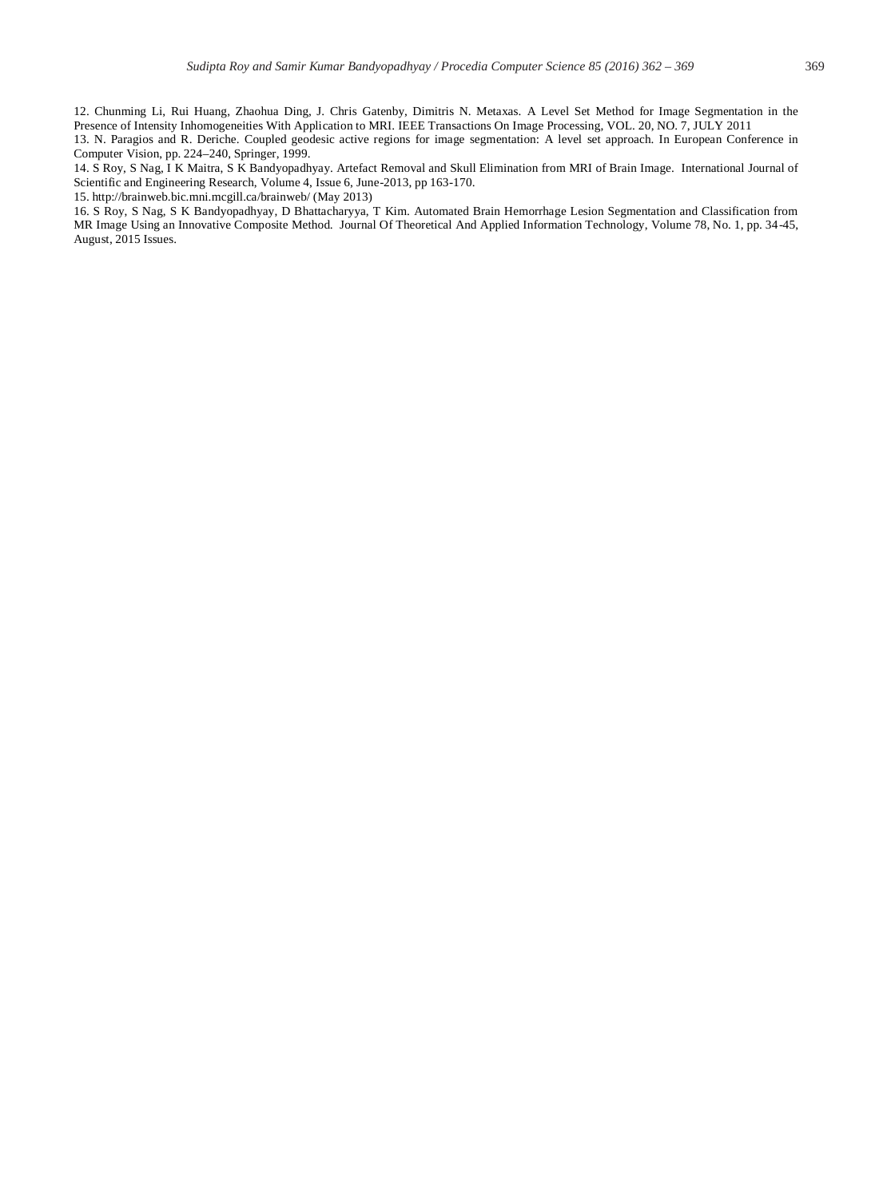12. Chunming Li, Rui Huang, Zhaohua Ding, J. Chris Gatenby, Dimitris N. Metaxas. A Level Set Method for Image Segmentation in the Presence of Intensity Inhomogeneities With Application to MRI. IEEE Transactions On Image Processing, VOL. 20, NO. 7, JULY 2011

13. N. Paragios and R. Deriche. Coupled geodesic active regions for image segmentation: A level set approach. In European Conference in Computer Vision, pp. 224–240, Springer, 1999.

14. S Roy, S Nag, I K Maitra, S K Bandyopadhyay. Artefact Removal and Skull Elimination from MRI of Brain Image. International Journal of Scientific and Engineering Research, Volume 4, Issue 6, June-2013, pp 163-170.

15. http://brainweb.bic.mni.mcgill.ca/brainweb/ (May 2013)

16. S Roy, S Nag, S K Bandyopadhyay, D Bhattacharyya, T Kim. Automated Brain Hemorrhage Lesion Segmentation and Classification from MR Image Using an Innovative Composite Method. Journal Of Theoretical And Applied Information Technology, Volume 78, No. 1, pp. 34-45, August, 2015 Issues.